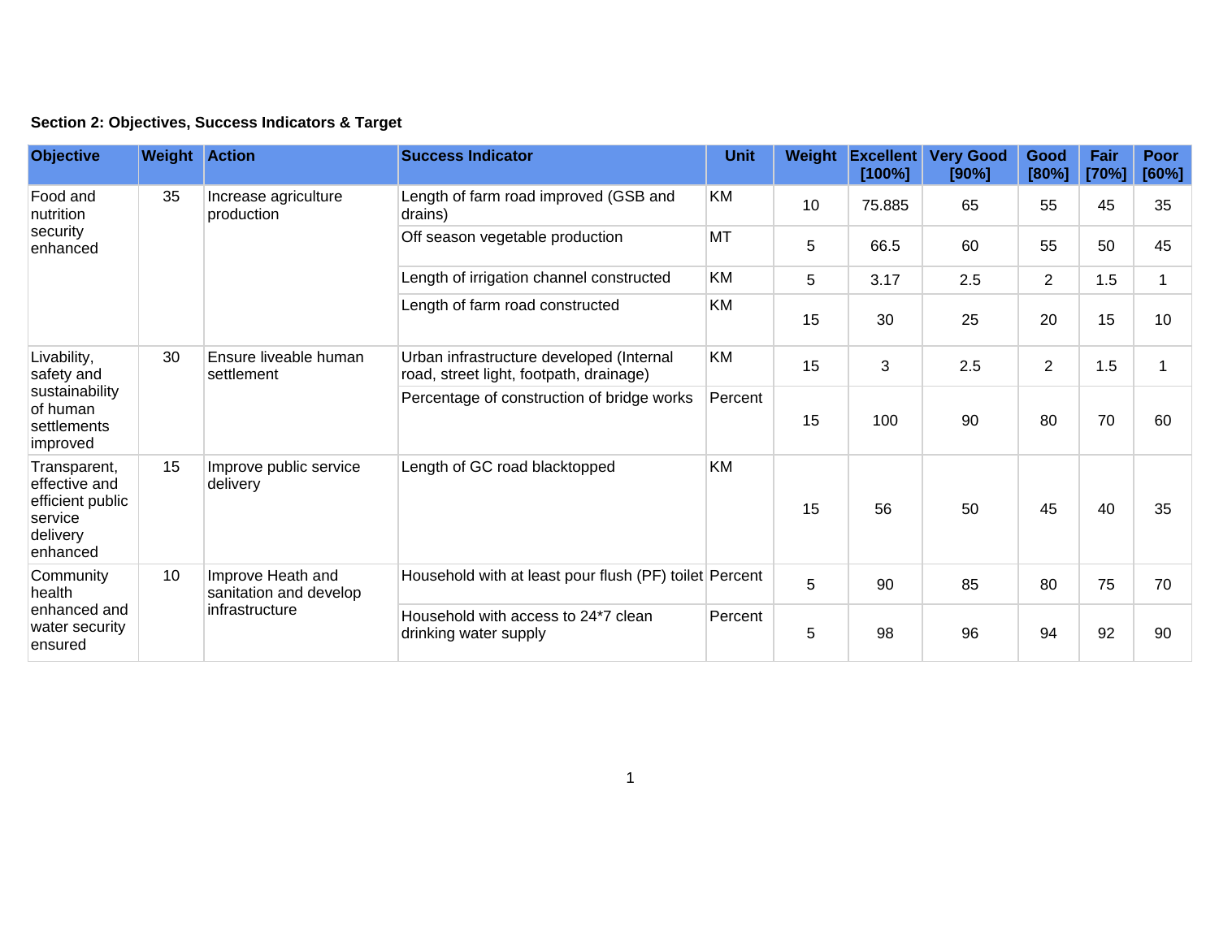**Section 2: Objectives, Success Indicators & Target**

| Objective | Weight | Action | Success Indicator | Unit | Weight | Excellent [100%] | Very Good [90%] | Good [80%] | Fair [70%] | Poor [60%] |
|---|---|---|---|---|---|---|---|---|---|---|
| Food and nutrition security enhanced | 35 | Increase agriculture production | Length of farm road improved (GSB and drains) | KM | 10 | 75.885 | 65 | 55 | 45 | 35 |
| | | | Off season vegetable production | MT | 5 | 66.5 | 60 | 55 | 50 | 45 |
| | | | Length of irrigation channel constructed | KM | 5 | 3.17 | 2.5 | 2 | 1.5 | 1 |
| | | | Length of farm road constructed | KM | 15 | 30 | 25 | 20 | 15 | 10 |
| Livability, safety and sustainability of human settlements improved | 30 | Ensure liveable human settlement | Urban infrastructure developed (Internal road, street light, footpath, drainage) | KM | 15 | 3 | 2.5 | 2 | 1.5 | 1 |
| | | | Percentage of construction of bridge works | Percent | 15 | 100 | 90 | 80 | 70 | 60 |
| Transparent, effective and efficient public service delivery enhanced | 15 | Improve public service delivery | Length of GC road blacktopped | KM | 15 | 56 | 50 | 45 | 40 | 35 |
| Community health enhanced and water security ensured | 10 | Improve Heath and sanitation and develop infrastructure | Household with at least pour flush (PF) toilet | Percent | 5 | 90 | 85 | 80 | 75 | 70 |
| | | | Household with access to 24*7 clean drinking water supply | Percent | 5 | 98 | 96 | 94 | 92 | 90 |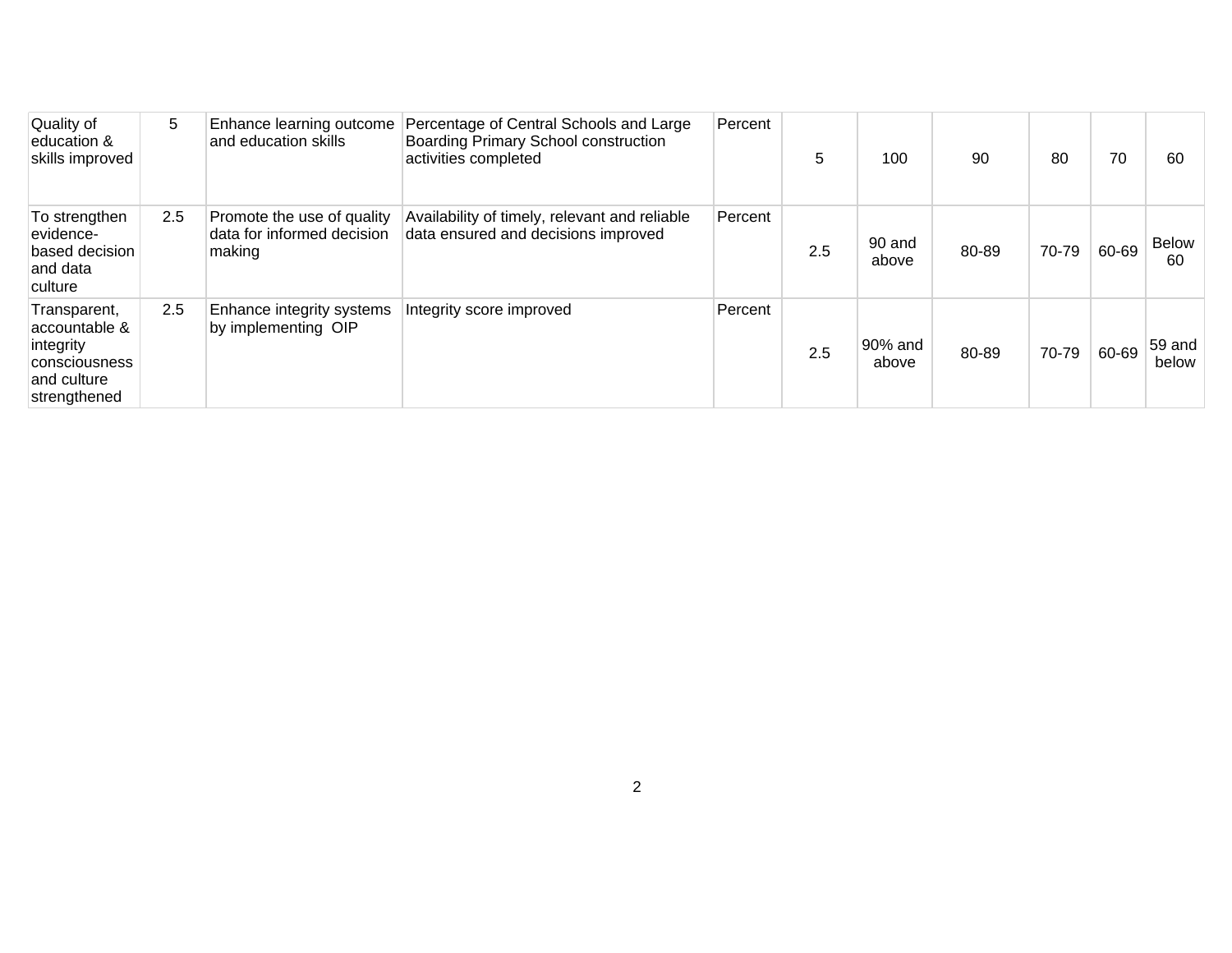| | | | | | | | | | | |
|---|---|---|---|---|---|---|---|---|---|---|
| Quality of education & skills improved | 5 | Enhance learning outcome and education skills | Percentage of Central Schools and Large Boarding Primary School construction activities completed | Percent | 5 | 100 | 90 | 80 | 70 | 60 |
| To strengthen evidence-based decision and data culture | 2.5 | Promote the use of quality data for informed decision making | Availability of timely, relevant and reliable data ensured and decisions improved | Percent | 2.5 | 90 and above | 80-89 | 70-79 | 60-69 | Below 60 |
| Transparent, accountable & integrity consciousness and culture strengthened | 2.5 | Enhance integrity systems by implementing OIP | Integrity score improved | Percent | 2.5 | 90% and above | 80-89 | 70-79 | 60-69 | 59 and below |